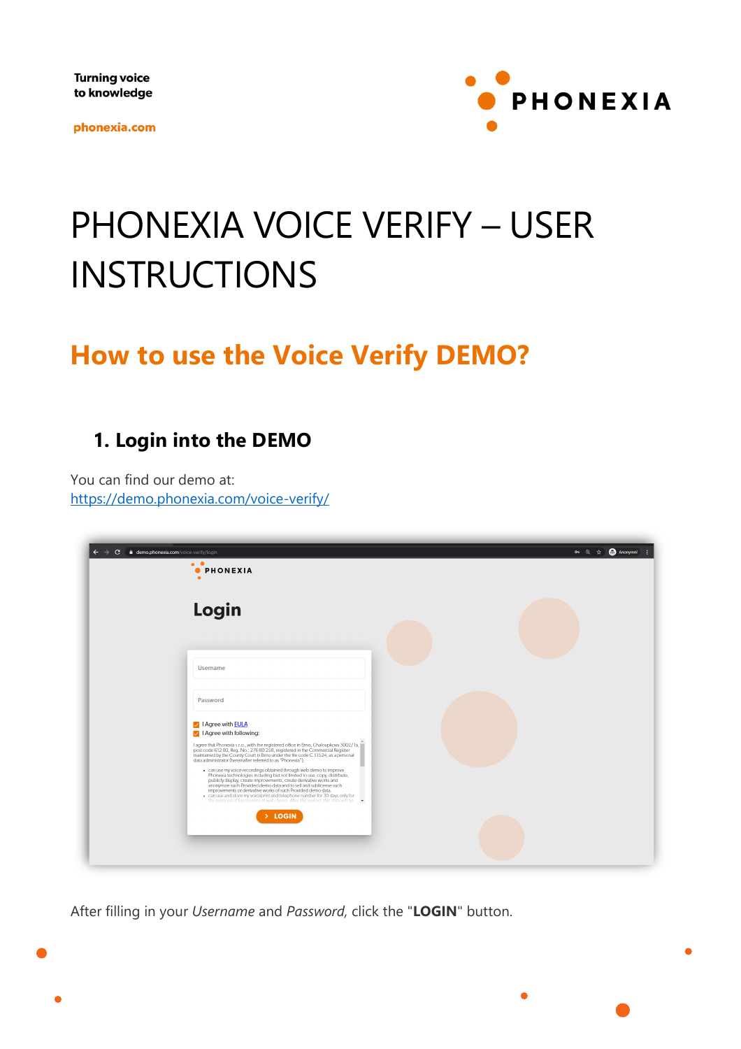Turning voice
to knowledge

phonexia.com

PHONEXIA

# PHONEXIA VOICE VERIFY – USER INSTRUCTIONS

## How to use the Voice Verify DEMO?

### 1. Login into the DEMO

You can find our demo at:
https://demo.phonexia.com/voice-verify/

After filling in your *Username* and *Password,* click the "**LOGIN**" button.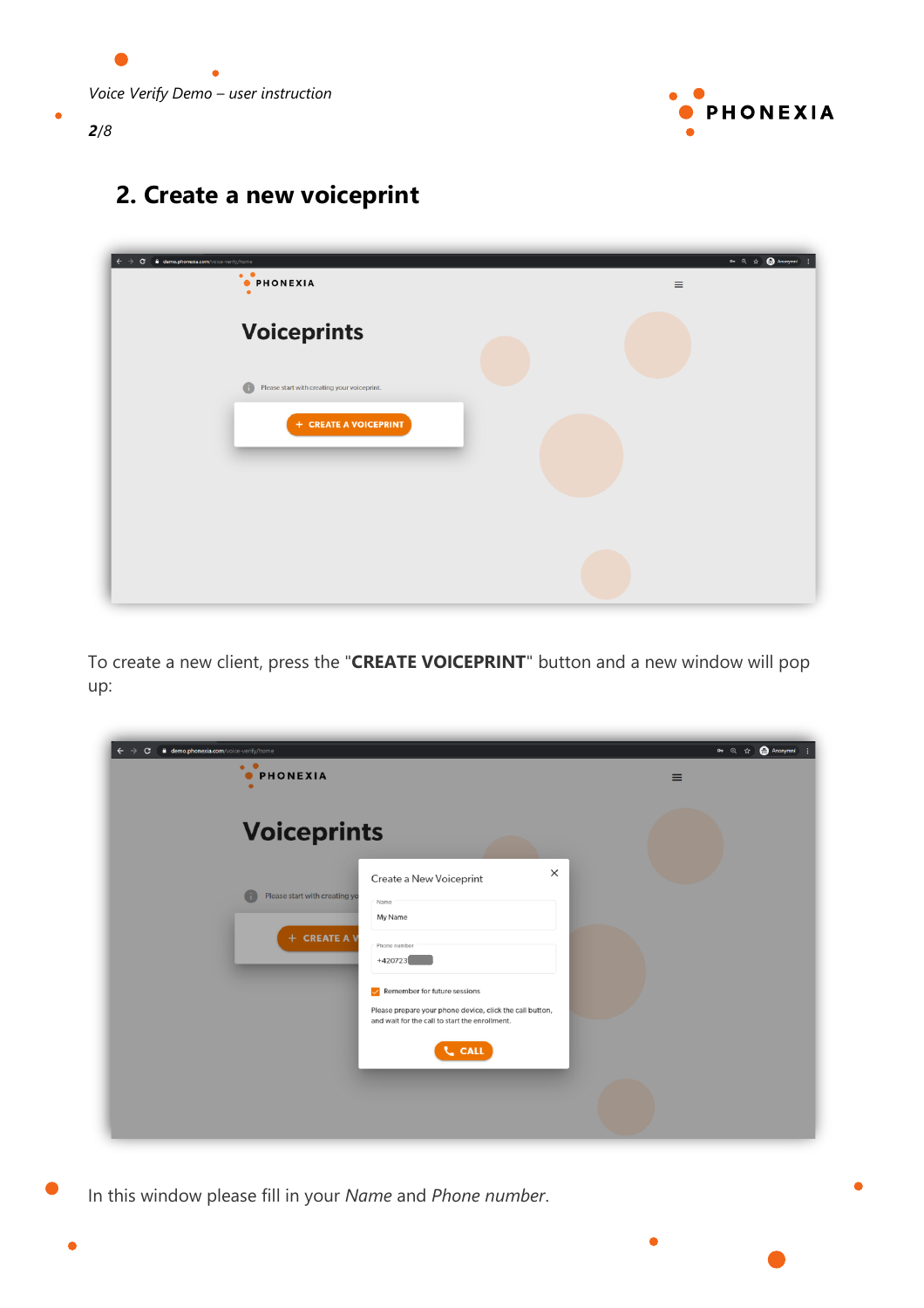## 2. Create a new voiceprint

To create a new client, press the "**CREATE VOICEPRINT**" button and a new window will pop up:

In this window please fill in your *Name* and *Phone number*.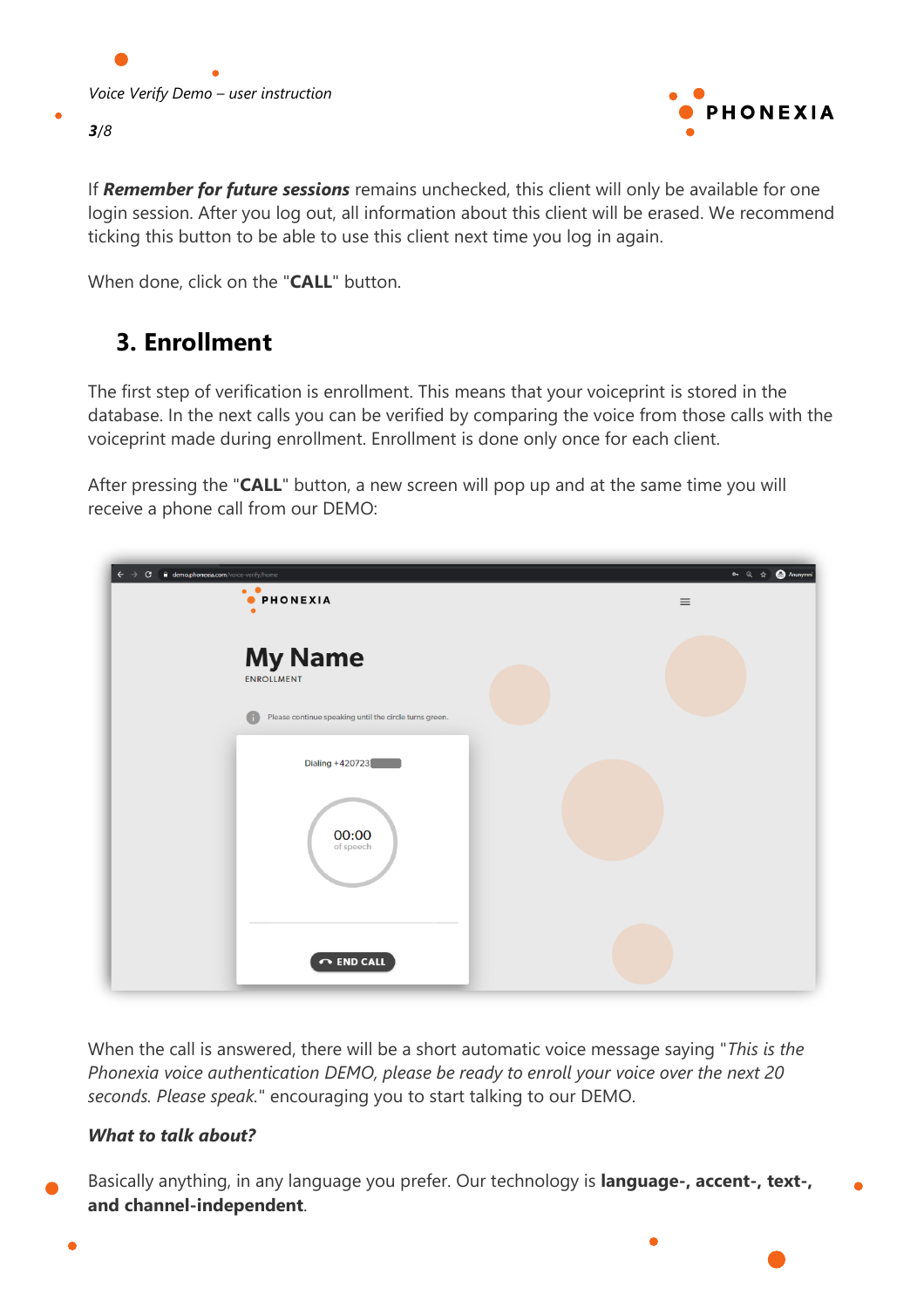If ***Remember for future sessions*** remains unchecked, this client will only be available for one login session. After you log out, all information about this client will be erased. We recommend ticking this button to be able to use this client next time you log in again.

When done, click on the "**CALL**" button.

## 3. Enrollment

The first step of verification is enrollment. This means that your voiceprint is stored in the database. In the next calls you can be verified by comparing the voice from those calls with the voiceprint made during enrollment. Enrollment is done only once for each client.

After pressing the "**CALL**" button, a new screen will pop up and at the same time you will receive a phone call from our DEMO:

When the call is answered, there will be a short automatic voice message saying "*This is the Phonexia voice authentication DEMO, please be ready to enroll your voice over the next 20 seconds. Please speak.*" encouraging you to start talking to our DEMO.

***What to talk about?***

Basically anything, in any language you prefer. Our technology is **language-, accent-, text-, and channel-independent**.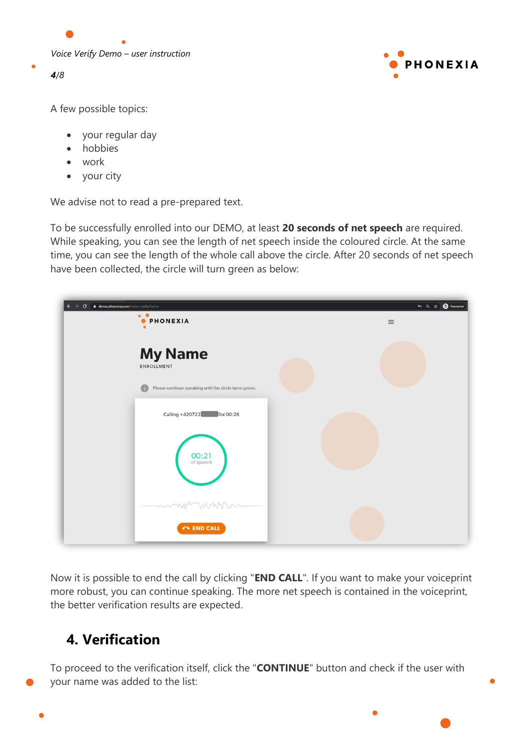A few possible topics:

- your regular day
- hobbies
- work
- your city

We advise not to read a pre-prepared text.

To be successfully enrolled into our DEMO, at least **20 seconds of net speech** are required. While speaking, you can see the length of net speech inside the coloured circle. At the same time, you can see the length of the whole call above the circle. After 20 seconds of net speech have been collected, the circle will turn green as below:

Now it is possible to end the call by clicking "**END CALL**". If you want to make your voiceprint more robust, you can continue speaking. The more net speech is contained in the voiceprint, the better verification results are expected.

## 4. Verification

To proceed to the verification itself, click the "**CONTINUE**" button and check if the user with your name was added to the list: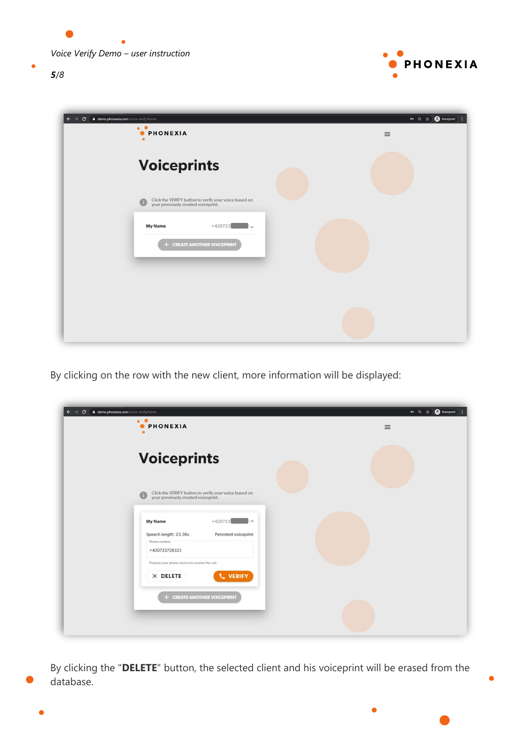By clicking on the row with the new client, more information will be displayed:

By clicking the "**DELETE**" button, the selected client and his voiceprint will be erased from the database.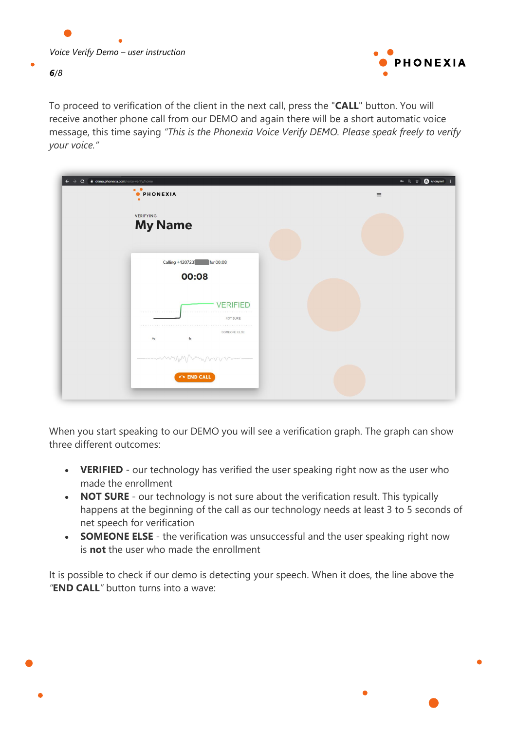To proceed to verification of the client in the next call, press the "**CALL**" button. You will receive another phone call from our DEMO and again there will be a short automatic voice message, this time saying *"This is the Phonexia Voice Verify DEMO. Please speak freely to verify your voice."*

When you start speaking to our DEMO you will see a verification graph. The graph can show three different outcomes:

- **VERIFIED** - our technology has verified the user speaking right now as the user who made the enrollment
- **NOT SURE** - our technology is not sure about the verification result. This typically happens at the beginning of the call as our technology needs at least 3 to 5 seconds of net speech for verification
- **SOMEONE ELSE** - the verification was unsuccessful and the user speaking right now is **not** the user who made the enrollment

It is possible to check if our demo is detecting your speech. When it does, the line above the "**END CALL**" button turns into a wave: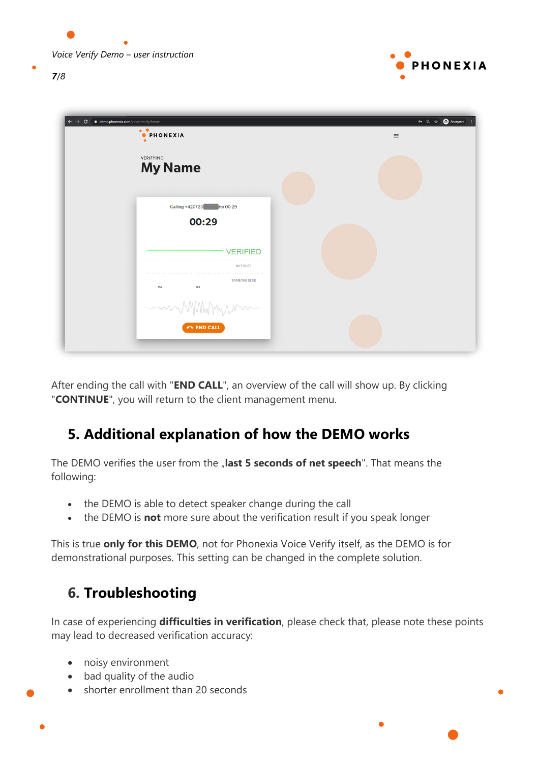After ending the call with "**END CALL**", an overview of the call will show up. By clicking "**CONTINUE**", you will return to the client management menu.

## 5. Additional explanation of how the DEMO works

The DEMO verifies the user from the „**last 5 seconds of net speech**". That means the following:

- the DEMO is able to detect speaker change during the call
- the DEMO is **not** more sure about the verification result if you speak longer

This is true **only for this DEMO**, not for Phonexia Voice Verify itself, as the DEMO is for demonstrational purposes. This setting can be changed in the complete solution.

## 6. Troubleshooting

In case of experiencing **difficulties in verification**, please check that, please note these points may lead to decreased verification accuracy:

- noisy environment
- bad quality of the audio
- shorter enrollment than 20 seconds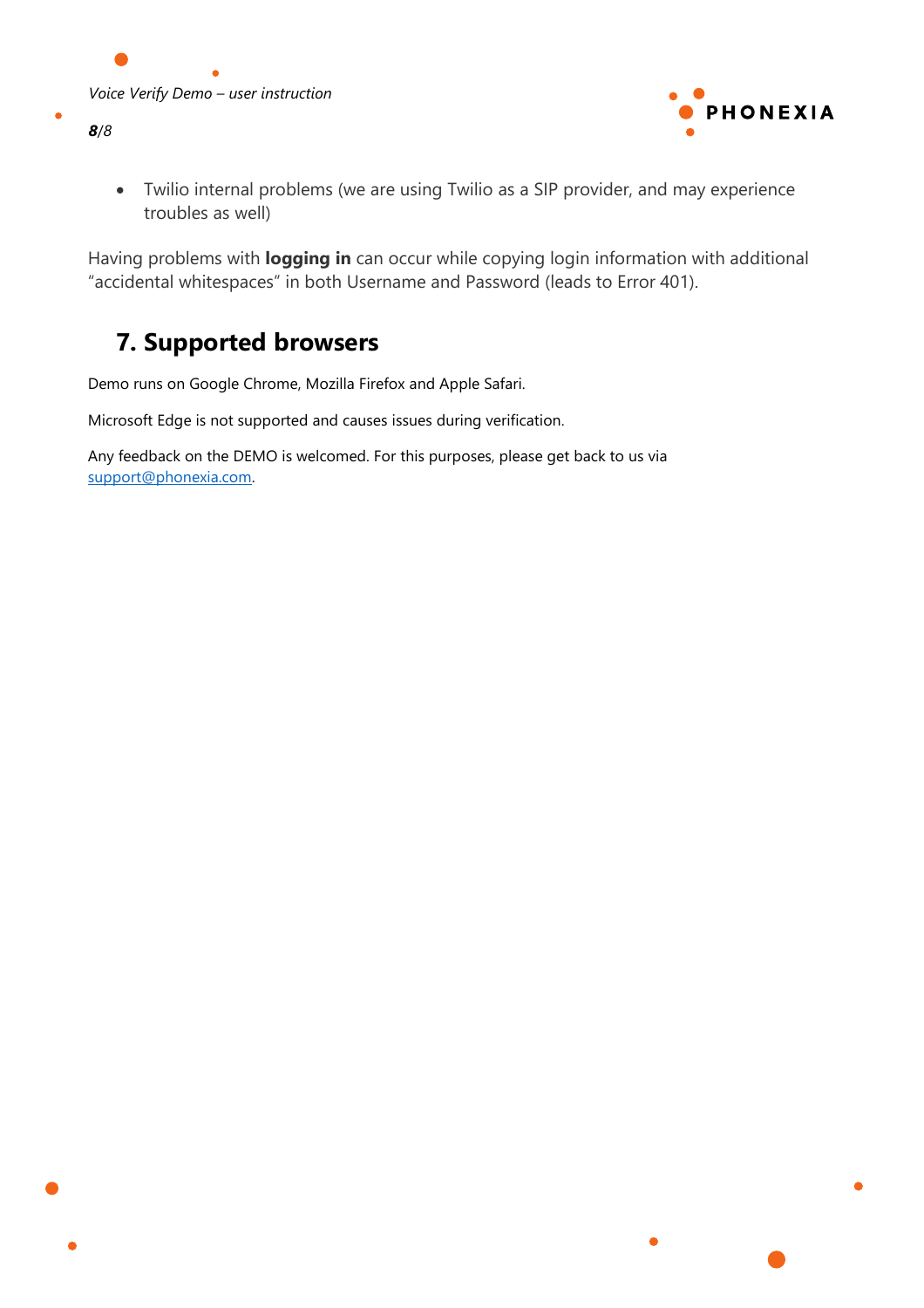- Twilio internal problems (we are using Twilio as a SIP provider, and may experience troubles as well)

Having problems with **logging in** can occur while copying login information with additional “accidental whitespaces” in both Username and Password (leads to Error 401).

## 7. Supported browsers

Demo runs on Google Chrome, Mozilla Firefox and Apple Safari.

Microsoft Edge is not supported and causes issues during verification.

Any feedback on the DEMO is welcomed. For this purposes, please get back to us via support@phonexia.com.